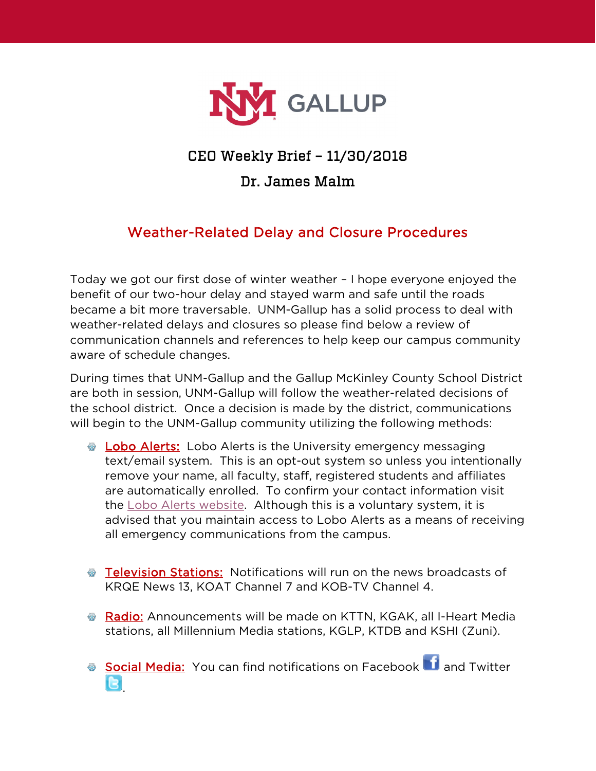# CEO Weekly Brief – 11/30/2018

## Dr. James Malm

## Weather-Related Delay and Closure Procedures

Today we got our first dose of winter weather – I hope everyone enjoyed the benefit of our two-hour delay and stayed warm and safe until the roads became a bit more traversable. UNM-Gallup has a solid process to deal with weather-related delays and closures so please find below a review of communication channels and references to help keep our campus community aware of schedule changes.

During times that UNM-Gallup and the Gallup McKinley County School District are both in session, UNM-Gallup will follow the weather-related decisions of the school district. Once a decision is made by the district, communications will begin to the UNM-Gallup community utilizing the following methods:

- **Lobo Alerts:** Lobo Alerts is the University emergency messaging text/email system. This is an opt-out system so unless you intentionally remove your name, all faculty, staff, registered students and affiliates are automatically enrolled. To confirm your contact information visit the Lobo Alerts website. Although this is a voluntary system, it is advised that you maintain access to Lobo Alerts as a means of receiving all emergency communications from the campus.

- **Television Stations:** Notifications will run on the news broadcasts of KRQE News 13, KOAT Channel 7 and KOB-TV Channel 4.

- **Radio:** Announcements will be made on KTTN, KGAK, all I-Heart Media stations, all Millennium Media stations, KGLP, KTDB and KSHI (Zuni).

- **Social Media:** You can find notifications on Facebook and Twitter.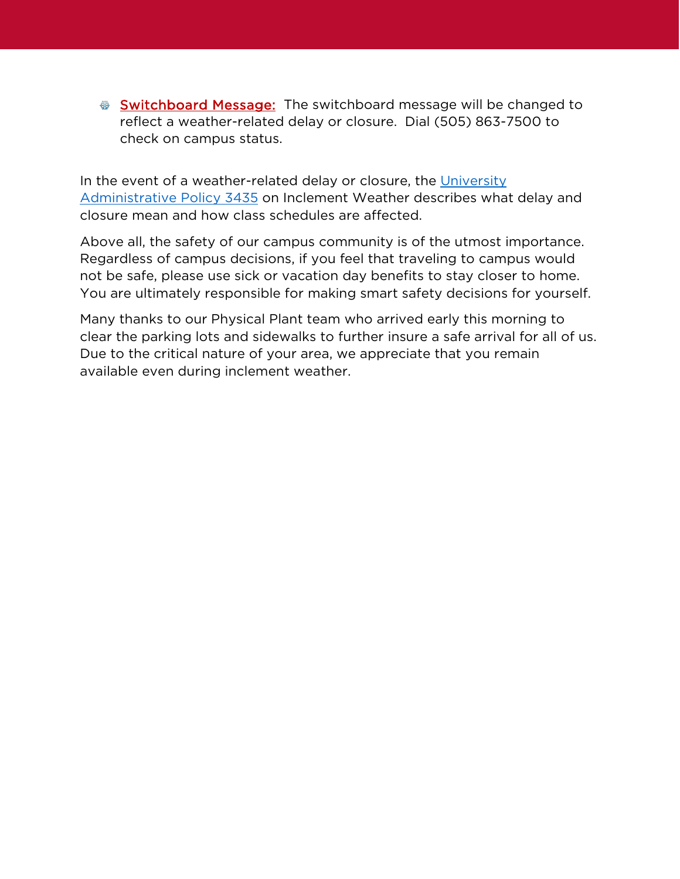- **Switchboard Message:** The switchboard message will be changed to reflect a weather-related delay or closure. Dial (505) 863-7500 to check on campus status.

In the event of a weather-related delay or closure, the University Administrative Policy 3435 on Inclement Weather describes what delay and closure mean and how class schedules are affected.

Above all, the safety of our campus community is of the utmost importance. Regardless of campus decisions, if you feel that traveling to campus would not be safe, please use sick or vacation day benefits to stay closer to home. You are ultimately responsible for making smart safety decisions for yourself.

Many thanks to our Physical Plant team who arrived early this morning to clear the parking lots and sidewalks to further insure a safe arrival for all of us. Due to the critical nature of your area, we appreciate that you remain available even during inclement weather.